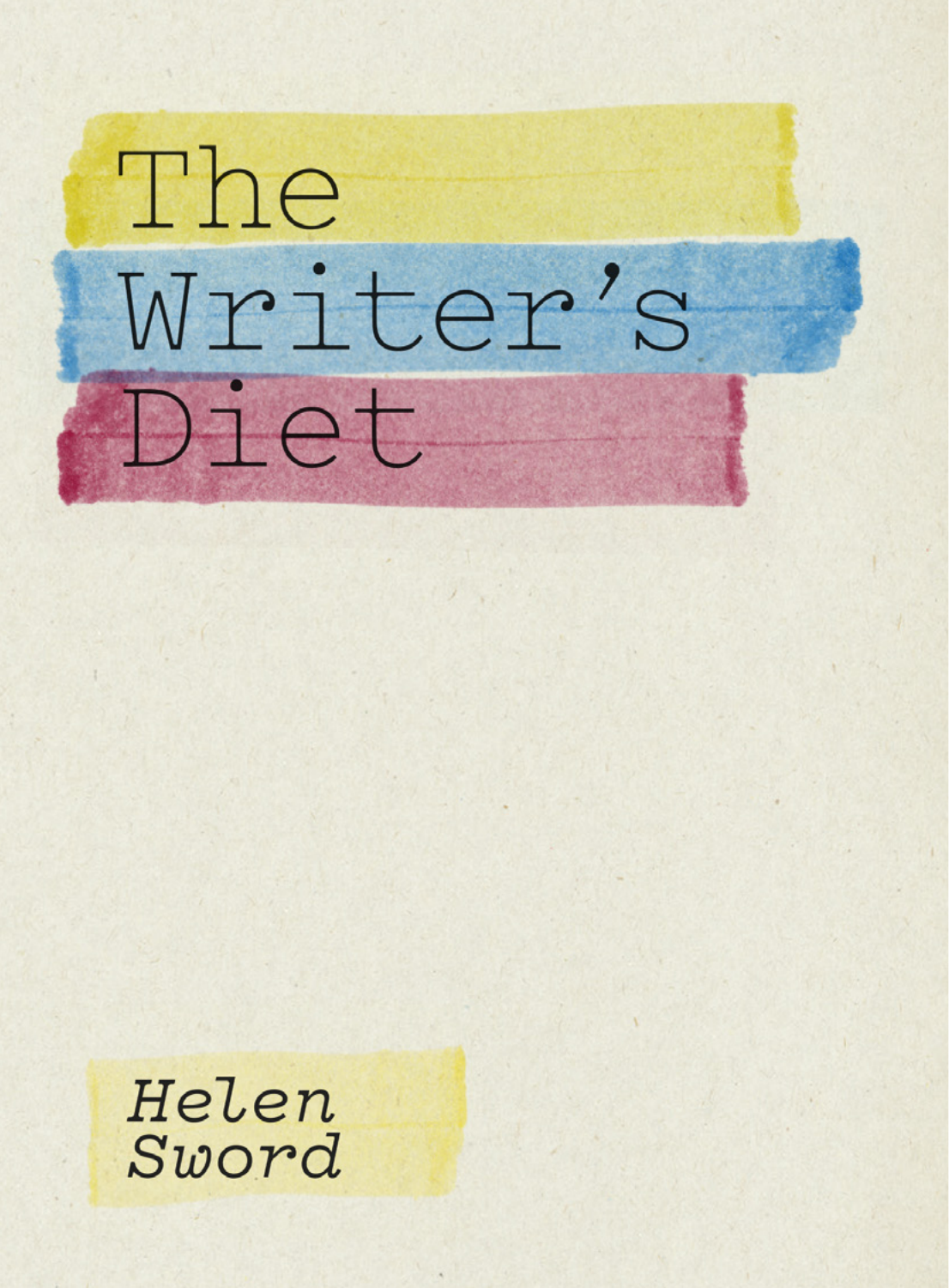# The Writer's Diet

*Helen Sword*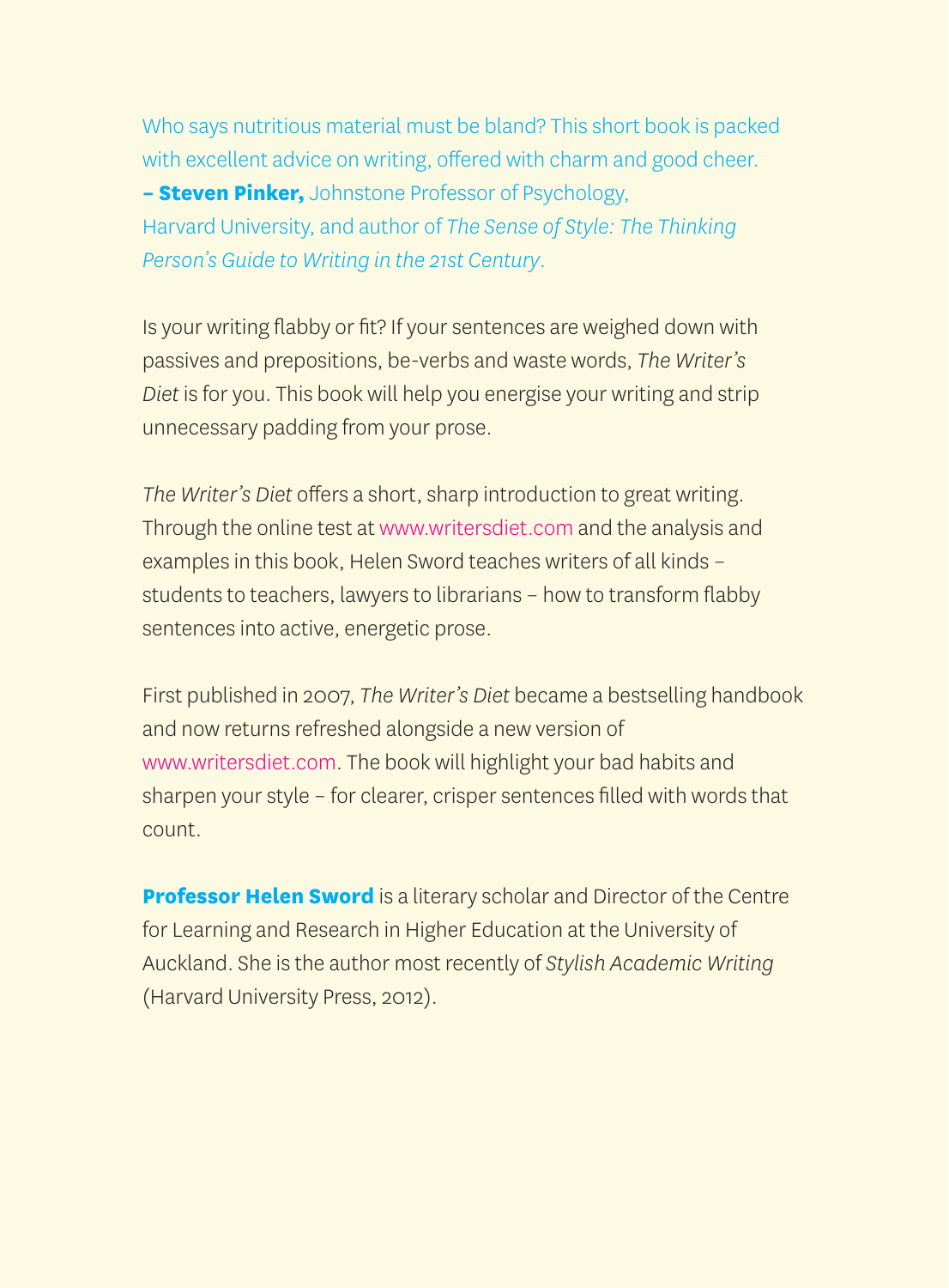Who says nutritious material must be bland? This short book is packed with excellent advice on writing, offered with charm and good cheer.
**– Steven Pinker,** Johnstone Professor of Psychology, Harvard University, and author of *The Sense of Style: The Thinking Person's Guide to Writing in the 21st Century*.

Is your writing flabby or fit? If your sentences are weighed down with passives and prepositions, be-verbs and waste words, *The Writer's Diet* is for you. This book will help you energise your writing and strip unnecessary padding from your prose.

*The Writer's Diet* offers a short, sharp introduction to great writing. Through the online test at www.writersdiet.com and the analysis and examples in this book, Helen Sword teaches writers of all kinds – students to teachers, lawyers to librarians – how to transform flabby sentences into active, energetic prose.

First published in 2007, *The Writer's Diet* became a bestselling handbook and now returns refreshed alongside a new version of www.writersdiet.com. The book will highlight your bad habits and sharpen your style – for clearer, crisper sentences filled with words that count.

**Professor Helen Sword** is a literary scholar and Director of the Centre for Learning and Research in Higher Education at the University of Auckland. She is the author most recently of *Stylish Academic Writing* (Harvard University Press, 2012).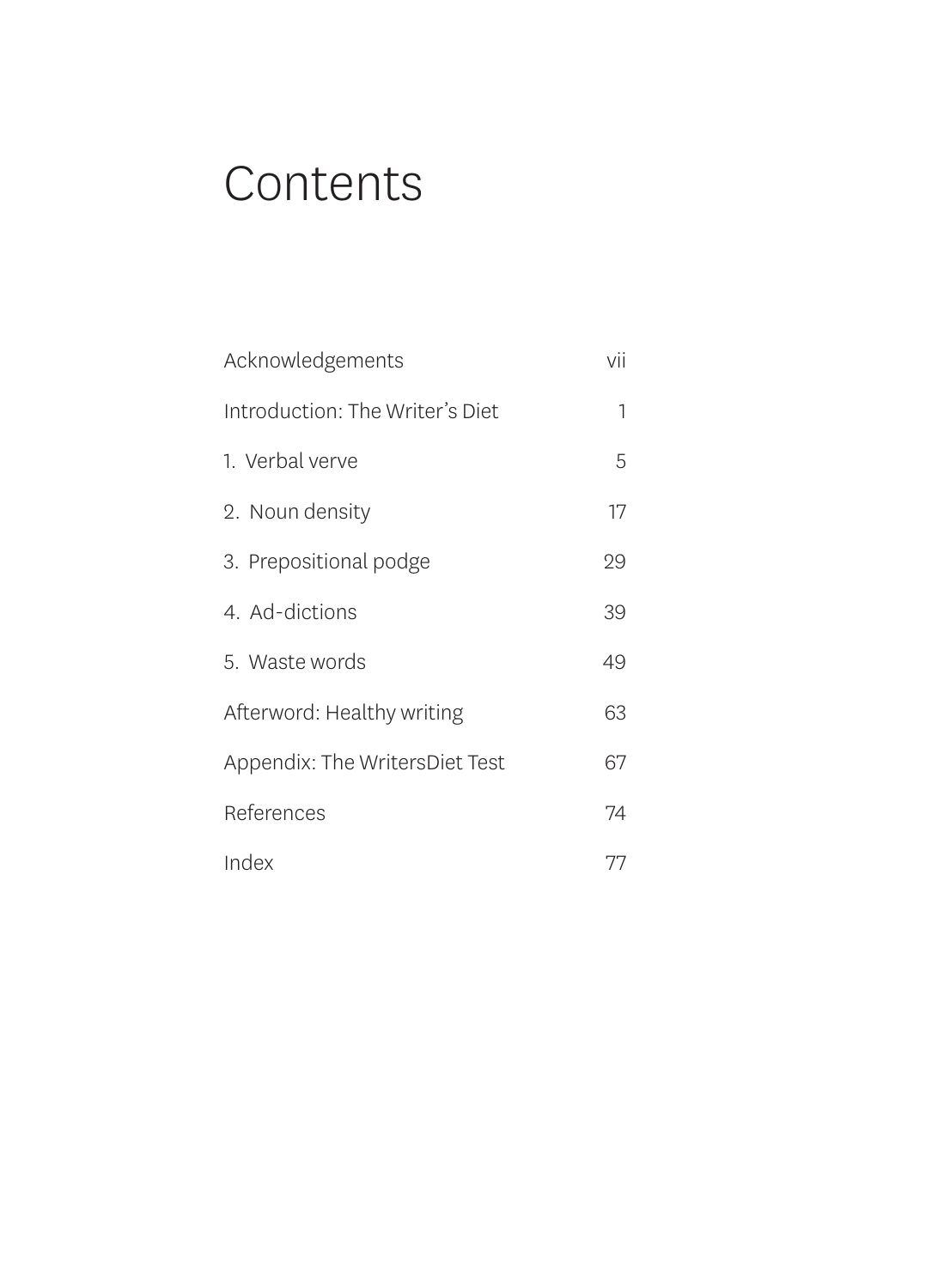# Contents

| | |
|---|---|
| Acknowledgements | vii |
| Introduction: The Writer's Diet | 1 |
| 1. Verbal verve | 5 |
| 2. Noun density | 17 |
| 3. Prepositional podge | 29 |
| 4. Ad-dictions | 39 |
| 5. Waste words | 49 |
| Afterword: Healthy writing | 63 |
| Appendix: The WritersDiet Test | 67 |
| References | 74 |
| Index | 77 |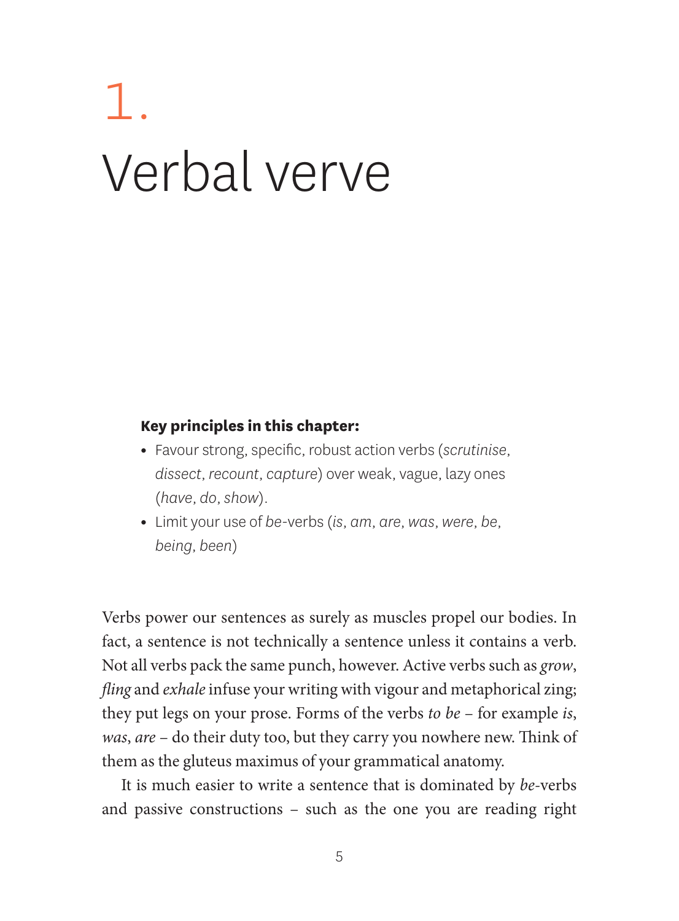# 1.

# Verbal verve

**Key principles in this chapter:**

- Favour strong, specific, robust action verbs (*scrutinise*, *dissect*, *recount*, *capture*) over weak, vague, lazy ones (*have*, *do*, *show*).
- Limit your use of *be*-verbs (*is*, *am*, *are*, *was*, *were*, *be*, *being*, *been*)

Verbs power our sentences as surely as muscles propel our bodies. In fact, a sentence is not technically a sentence unless it contains a verb. Not all verbs pack the same punch, however. Active verbs such as *grow*, *fling* and *exhale* infuse your writing with vigour and metaphorical zing; they put legs on your prose. Forms of the verbs *to be* – for example *is*, *was*, *are* – do their duty too, but they carry you nowhere new. Think of them as the gluteus maximus of your grammatical anatomy.

It is much easier to write a sentence that is dominated by *be*-verbs and passive constructions – such as the one you are reading right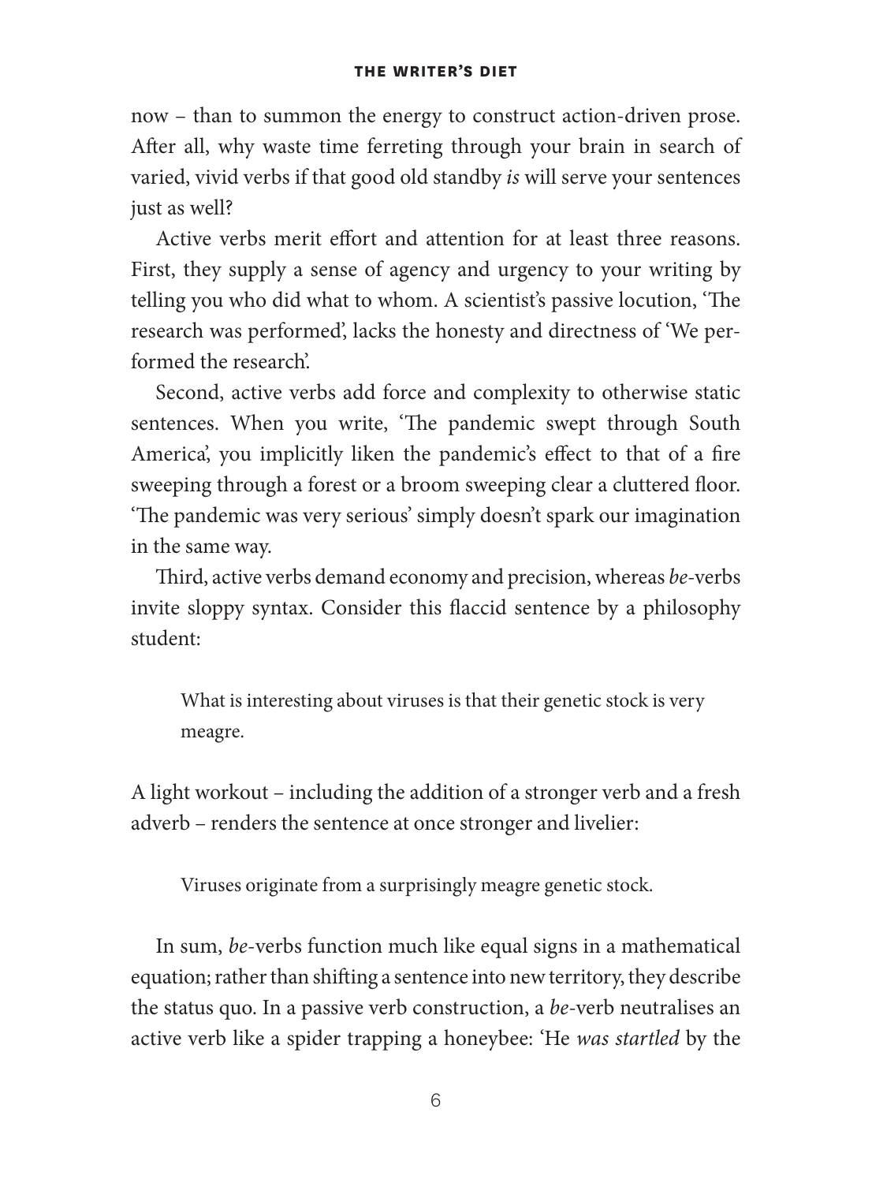now – than to summon the energy to construct action-driven prose. After all, why waste time ferreting through your brain in search of varied, vivid verbs if that good old standby *is* will serve your sentences just as well?

Active verbs merit effort and attention for at least three reasons. First, they supply a sense of agency and urgency to your writing by telling you who did what to whom. A scientist's passive locution, 'The research was performed', lacks the honesty and directness of 'We performed the research'.

Second, active verbs add force and complexity to otherwise static sentences. When you write, 'The pandemic swept through South America', you implicitly liken the pandemic's effect to that of a fire sweeping through a forest or a broom sweeping clear a cluttered floor. 'The pandemic was very serious' simply doesn't spark our imagination in the same way.

Third, active verbs demand economy and precision, whereas *be*-verbs invite sloppy syntax. Consider this flaccid sentence by a philosophy student:

> What is interesting about viruses is that their genetic stock is very meagre.

A light workout – including the addition of a stronger verb and a fresh adverb – renders the sentence at once stronger and livelier:

> Viruses originate from a surprisingly meagre genetic stock.

In sum, *be*-verbs function much like equal signs in a mathematical equation; rather than shifting a sentence into new territory, they describe the status quo. In a passive verb construction, a *be*-verb neutralises an active verb like a spider trapping a honeybee: 'He *was startled* by the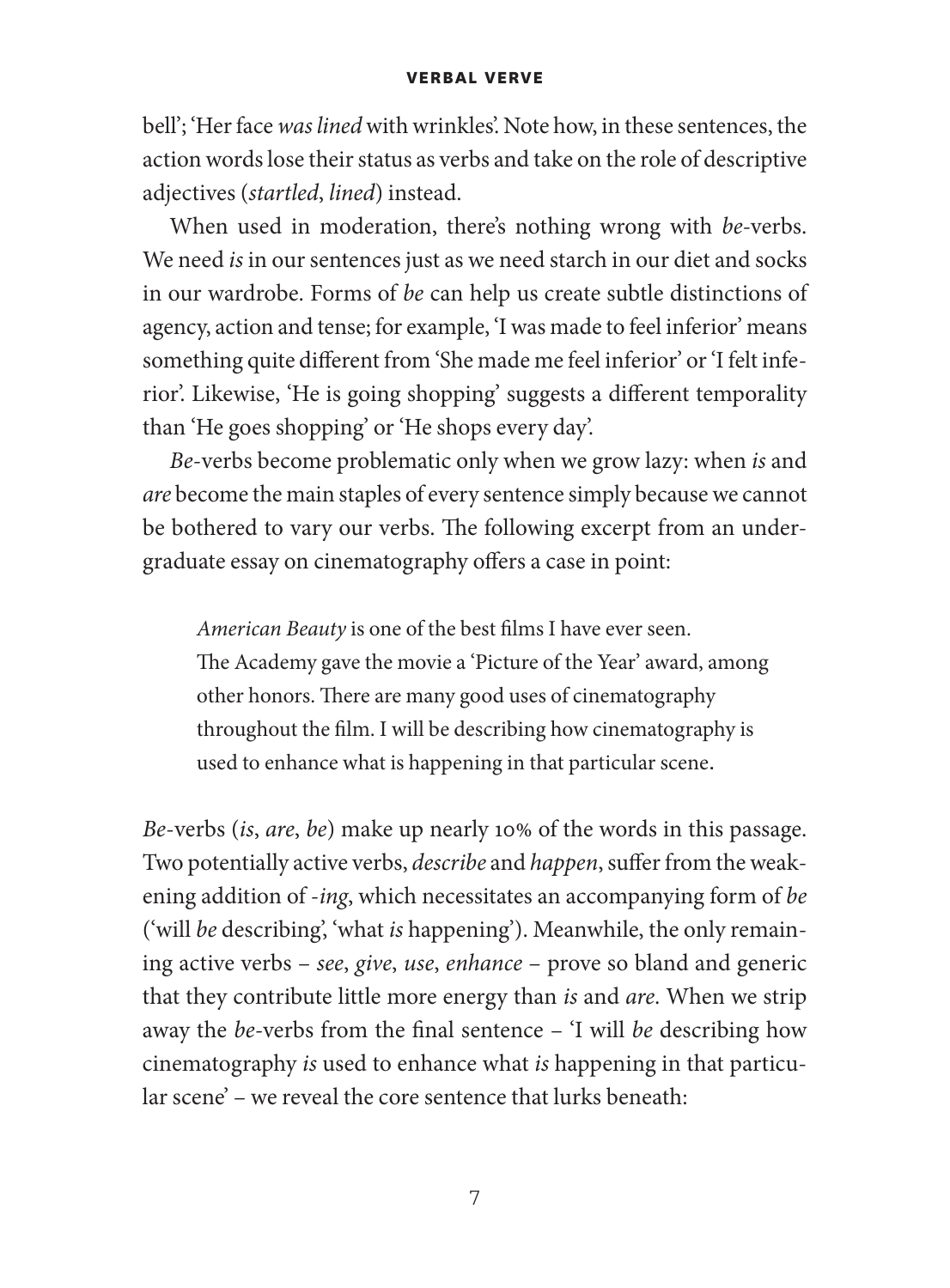bell'; 'Her face *was lined* with wrinkles'. Note how, in these sentences, the action words lose their status as verbs and take on the role of descriptive adjectives (*startled*, *lined*) instead.

When used in moderation, there's nothing wrong with *be*-verbs. We need *is* in our sentences just as we need starch in our diet and socks in our wardrobe. Forms of *be* can help us create subtle distinctions of agency, action and tense; for example, 'I was made to feel inferior' means something quite different from 'She made me feel inferior' or 'I felt inferior'. Likewise, 'He is going shopping' suggests a different temporality than 'He goes shopping' or 'He shops every day'.

*Be*-verbs become problematic only when we grow lazy: when *is* and *are* become the main staples of every sentence simply because we cannot be bothered to vary our verbs. The following excerpt from an undergraduate essay on cinematography offers a case in point:

> *American Beauty* is one of the best films I have ever seen. The Academy gave the movie a 'Picture of the Year' award, among other honors. There are many good uses of cinematography throughout the film. I will be describing how cinematography is used to enhance what is happening in that particular scene.

*Be*-verbs (*is*, *are*, *be*) make up nearly 10% of the words in this passage. Two potentially active verbs, *describe* and *happen*, suffer from the weakening addition of *-ing*, which necessitates an accompanying form of *be* ('will *be* describing', 'what *is* happening'). Meanwhile, the only remaining active verbs – *see*, *give*, *use*, *enhance* – prove so bland and generic that they contribute little more energy than *is* and *are*. When we strip away the *be*-verbs from the final sentence – 'I will *be* describing how cinematography *is* used to enhance what *is* happening in that particular scene' – we reveal the core sentence that lurks beneath: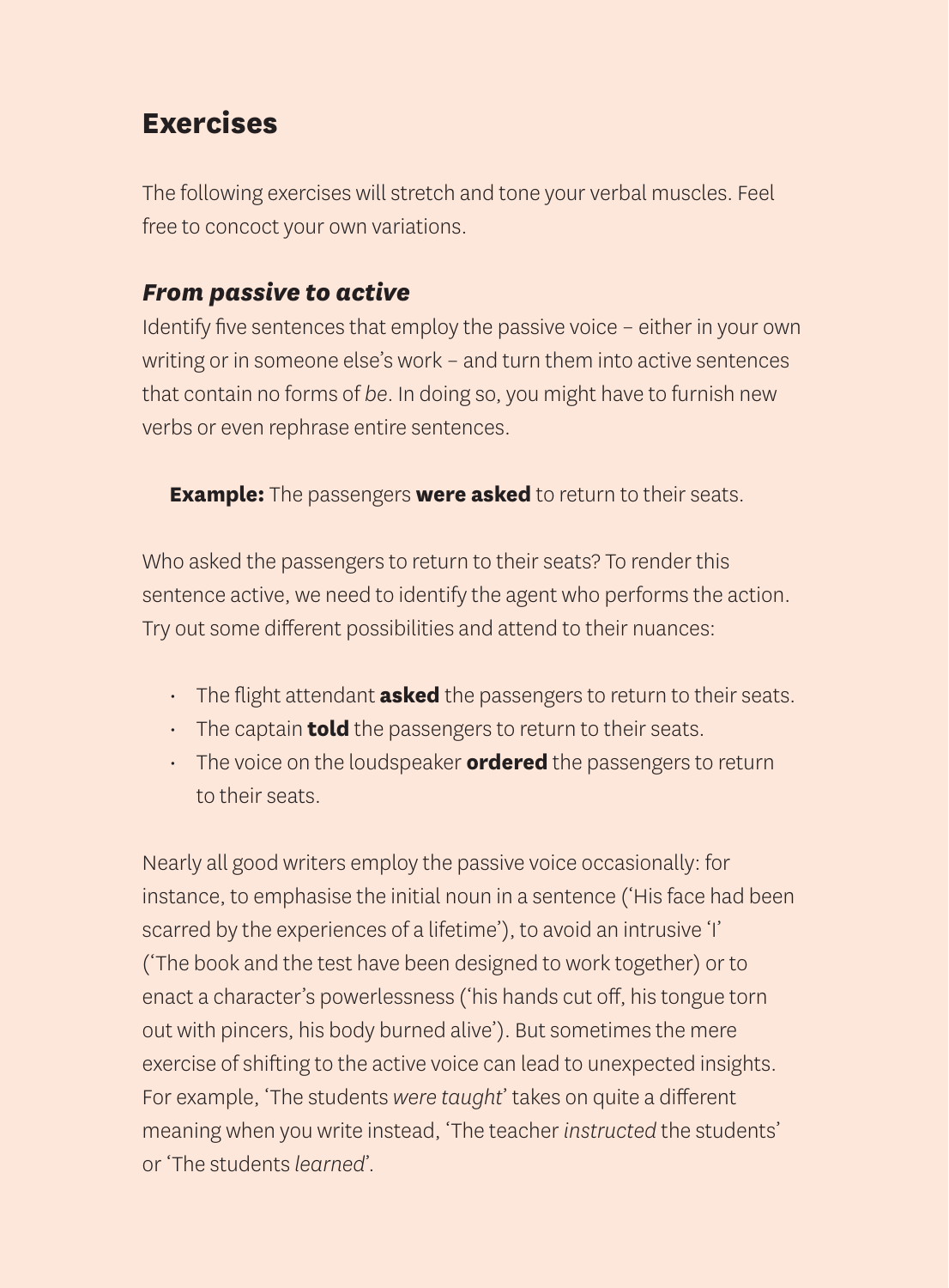## Exercises

The following exercises will stretch and tone your verbal muscles. Feel free to concoct your own variations.

### ***From passive to active***

Identify five sentences that employ the passive voice – either in your own writing or in someone else's work – and turn them into active sentences that contain no forms of *be*. In doing so, you might have to furnish new verbs or even rephrase entire sentences.

> **Example:** The passengers **were asked** to return to their seats.

Who asked the passengers to return to their seats? To render this sentence active, we need to identify the agent who performs the action. Try out some different possibilities and attend to their nuances:

- The flight attendant **asked** the passengers to return to their seats.
- The captain **told** the passengers to return to their seats.
- The voice on the loudspeaker **ordered** the passengers to return to their seats.

Nearly all good writers employ the passive voice occasionally: for instance, to emphasise the initial noun in a sentence ('His face had been scarred by the experiences of a lifetime'), to avoid an intrusive 'I' ('The book and the test have been designed to work together) or to enact a character's powerlessness ('his hands cut off, his tongue torn out with pincers, his body burned alive'). But sometimes the mere exercise of shifting to the active voice can lead to unexpected insights. For example, 'The students *were taught*' takes on quite a different meaning when you write instead, 'The teacher *instructed* the students' or 'The students *learned*'.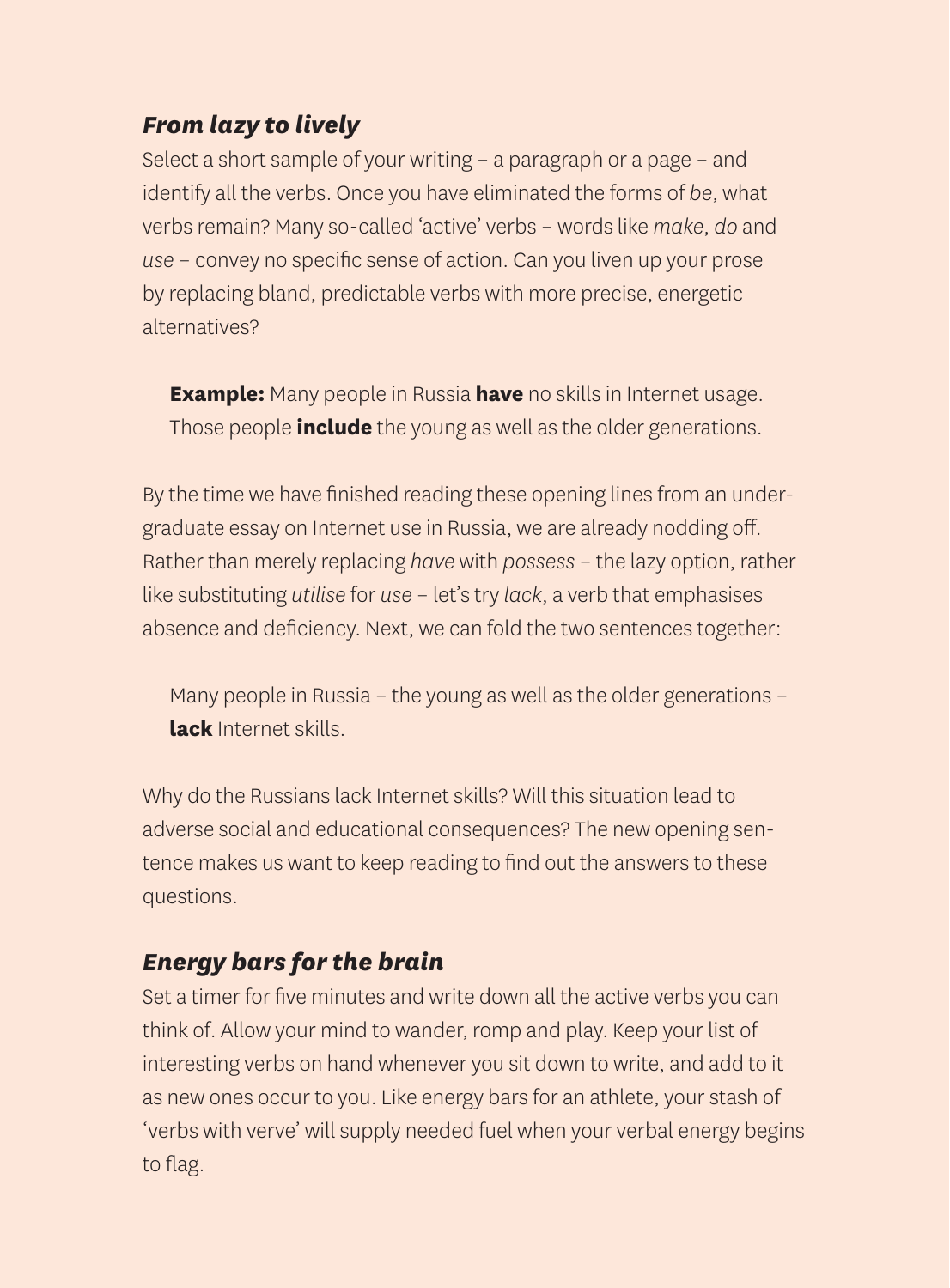### *From lazy to lively*

Select a short sample of your writing – a paragraph or a page – and identify all the verbs. Once you have eliminated the forms of *be*, what verbs remain? Many so-called 'active' verbs – words like *make*, *do* and *use* – convey no specific sense of action. Can you liven up your prose by replacing bland, predictable verbs with more precise, energetic alternatives?

> **Example:** Many people in Russia **have** no skills in Internet usage. Those people **include** the young as well as the older generations.

By the time we have finished reading these opening lines from an undergraduate essay on Internet use in Russia, we are already nodding off. Rather than merely replacing *have* with *possess* – the lazy option, rather like substituting *utilise* for *use* – let's try *lack*, a verb that emphasises absence and deficiency. Next, we can fold the two sentences together:

> Many people in Russia – the young as well as the older generations – **lack** Internet skills.

Why do the Russians lack Internet skills? Will this situation lead to adverse social and educational consequences? The new opening sentence makes us want to keep reading to find out the answers to these questions.

### *Energy bars for the brain*

Set a timer for five minutes and write down all the active verbs you can think of. Allow your mind to wander, romp and play. Keep your list of interesting verbs on hand whenever you sit down to write, and add to it as new ones occur to you. Like energy bars for an athlete, your stash of 'verbs with verve' will supply needed fuel when your verbal energy begins to flag.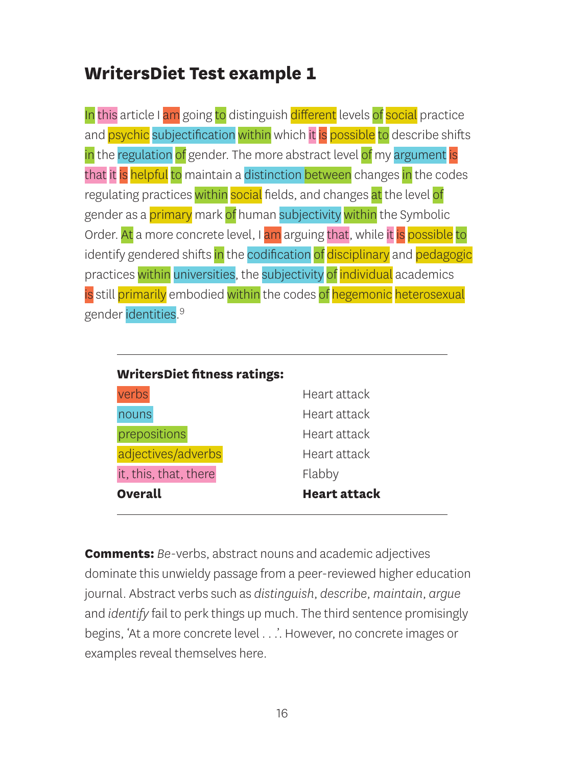## WritersDiet Test example 1

In this article I am going to distinguish different levels of social practice and psychic subjectification within which it is possible to describe shifts in the regulation of gender. The more abstract level of my argument is that it is helpful to maintain a distinction between changes in the codes regulating practices within social fields, and changes at the level of gender as a primary mark of human subjectivity within the Symbolic Order. At a more concrete level, I am arguing that, while it is possible to identify gendered shifts in the codification of disciplinary and pedagogic practices within universities, the subjectivity of individual academics is still primarily embodied within the codes of hegemonic heterosexual gender identities.[9]

| **WritersDiet fitness ratings:** | |
|---|---|
| verbs | Heart attack |
| nouns | Heart attack |
| prepositions | Heart attack |
| adjectives/adverbs | Heart attack |
| it, this, that, there | Flabby |
| **Overall** | **Heart attack** |

**Comments:** *Be*-verbs, abstract nouns and academic adjectives dominate this unwieldy passage from a peer-reviewed higher education journal. Abstract verbs such as *distinguish*, *describe*, *maintain*, *argue* and *identify* fail to perk things up much. The third sentence promisingly begins, 'At a more concrete level . . .'. However, no concrete images or examples reveal themselves here.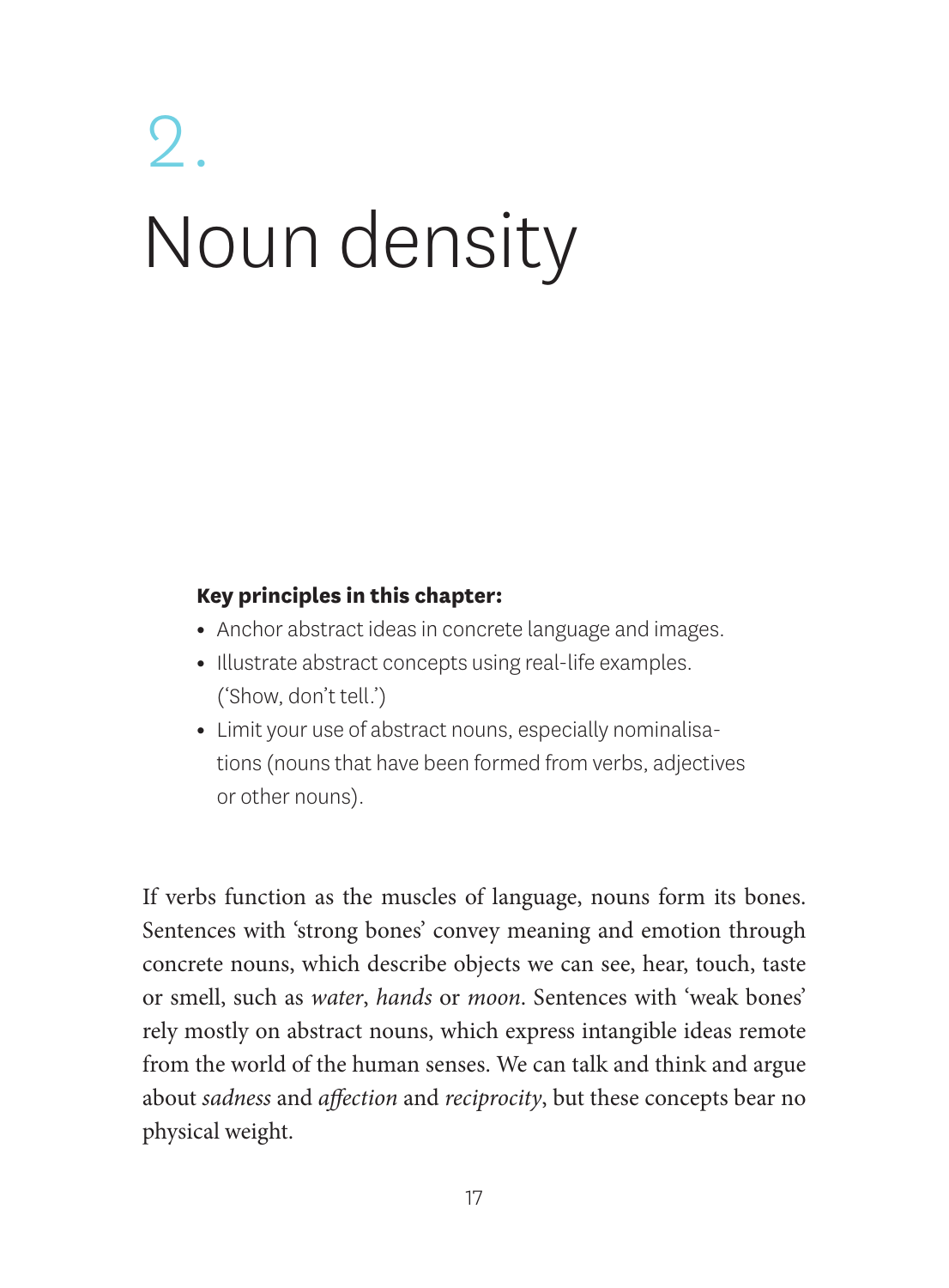# 2. Noun density

**Key principles in this chapter:**

- Anchor abstract ideas in concrete language and images.
- Illustrate abstract concepts using real-life examples. ('Show, don't tell.')
- Limit your use of abstract nouns, especially nominalisations (nouns that have been formed from verbs, adjectives or other nouns).

If verbs function as the muscles of language, nouns form its bones. Sentences with 'strong bones' convey meaning and emotion through concrete nouns, which describe objects we can see, hear, touch, taste or smell, such as *water*, *hands* or *moon*. Sentences with 'weak bones' rely mostly on abstract nouns, which express intangible ideas remote from the world of the human senses. We can talk and think and argue about *sadness* and *affection* and *reciprocity*, but these concepts bear no physical weight.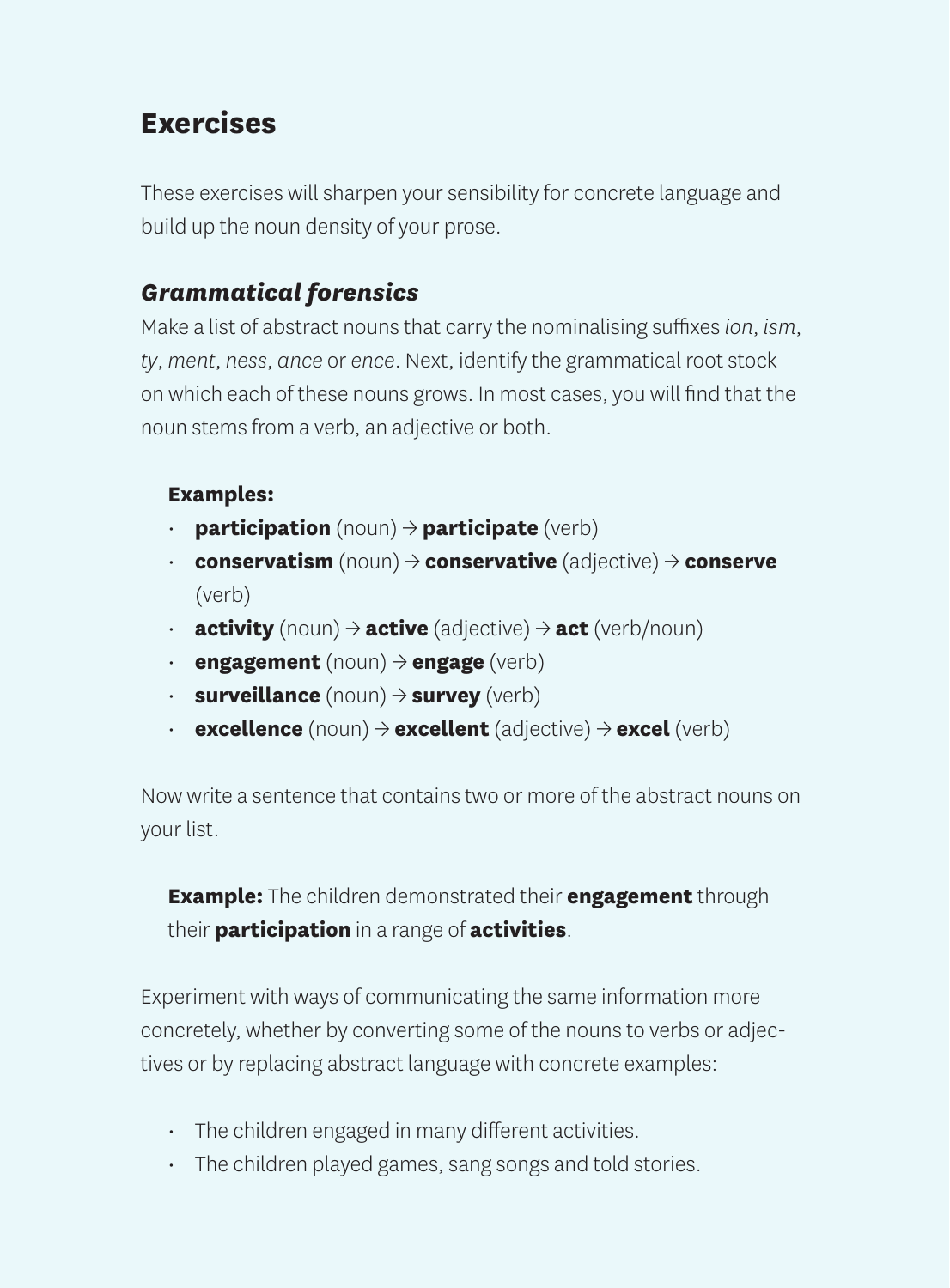## Exercises

These exercises will sharpen your sensibility for concrete language and build up the noun density of your prose.

### *Grammatical forensics*

Make a list of abstract nouns that carry the nominalising suffixes *ion*, *ism*, *ty*, *ment*, *ness*, *ance* or *ence*. Next, identify the grammatical root stock on which each of these nouns grows. In most cases, you will find that the noun stems from a verb, an adjective or both.

> **Examples:**
>
> - **participation** (noun) → **participate** (verb)
> - **conservatism** (noun) → **conservative** (adjective) → **conserve** (verb)
> - **activity** (noun) → **active** (adjective) → **act** (verb/noun)
> - **engagement** (noun) → **engage** (verb)
> - **surveillance** (noun) → **survey** (verb)
> - **excellence** (noun) → **excellent** (adjective) → **excel** (verb)

Now write a sentence that contains two or more of the abstract nouns on your list.

> **Example:** The children demonstrated their **engagement** through their **participation** in a range of **activities**.

Experiment with ways of communicating the same information more concretely, whether by converting some of the nouns to verbs or adjectives or by replacing abstract language with concrete examples:

- The children engaged in many different activities.
- The children played games, sang songs and told stories.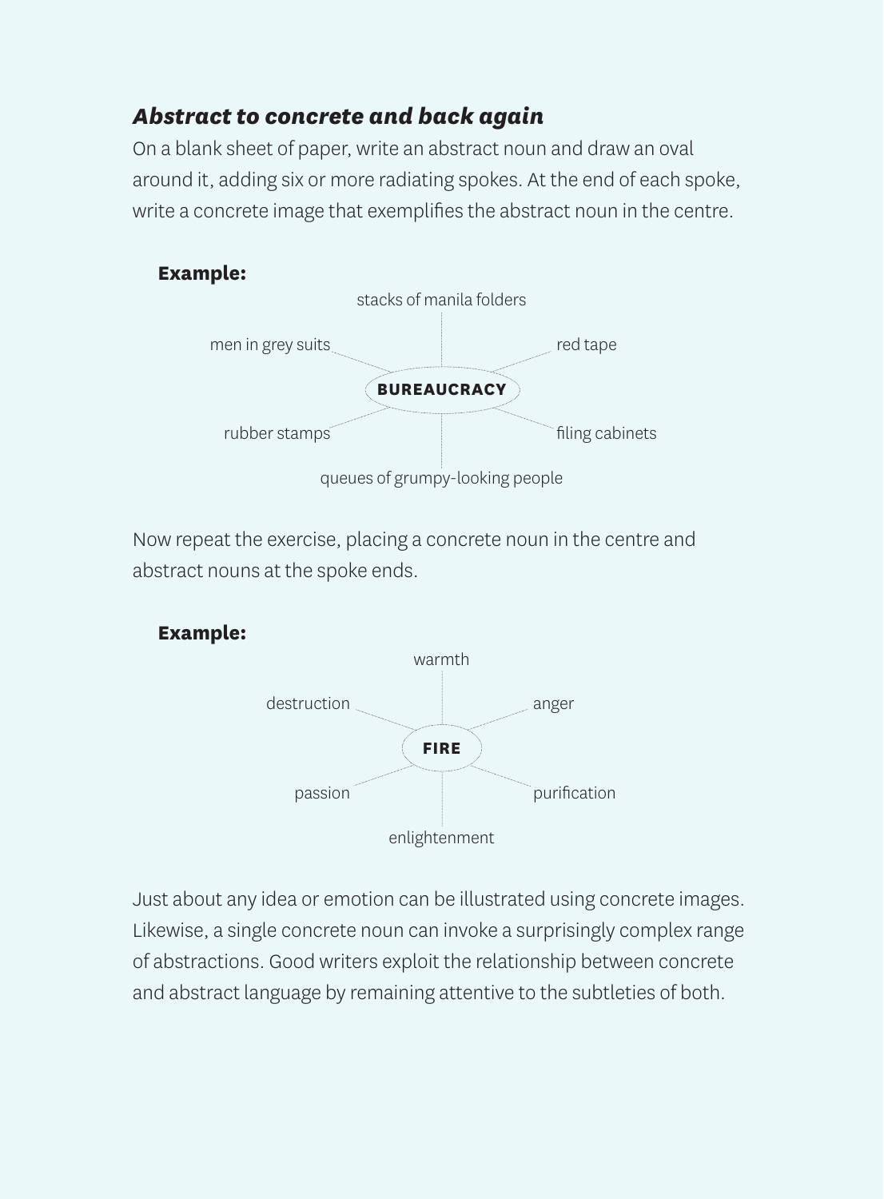### ***Abstract to concrete and back again***

On a blank sheet of paper, write an abstract noun and draw an oval around it, adding six or more radiating spokes. At the end of each spoke, write a concrete image that exemplifies the abstract noun in the centre.

**Example:**

stacks of manila folders

men in grey suits

red tape

**BUREAUCRACY**

rubber stamps

filing cabinets

queues of grumpy-looking people

Now repeat the exercise, placing a concrete noun in the centre and abstract nouns at the spoke ends.

**Example:**

warmth

destruction

anger

**FIRE**

passion

purification

enlightenment

Just about any idea or emotion can be illustrated using concrete images. Likewise, a single concrete noun can invoke a surprisingly complex range of abstractions. Good writers exploit the relationship between concrete and abstract language by remaining attentive to the subtleties of both.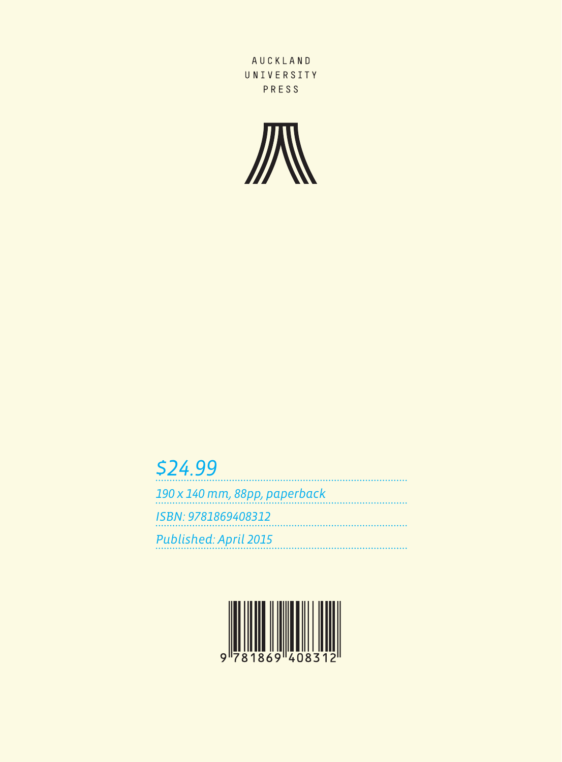AUCKLAND
UNIVERSITY
PRESS

*$24.99*

*190 x 140 mm, 88pp, paperback*

*ISBN: 9781869408312*

*Published: April 2015*

9 781869 408312